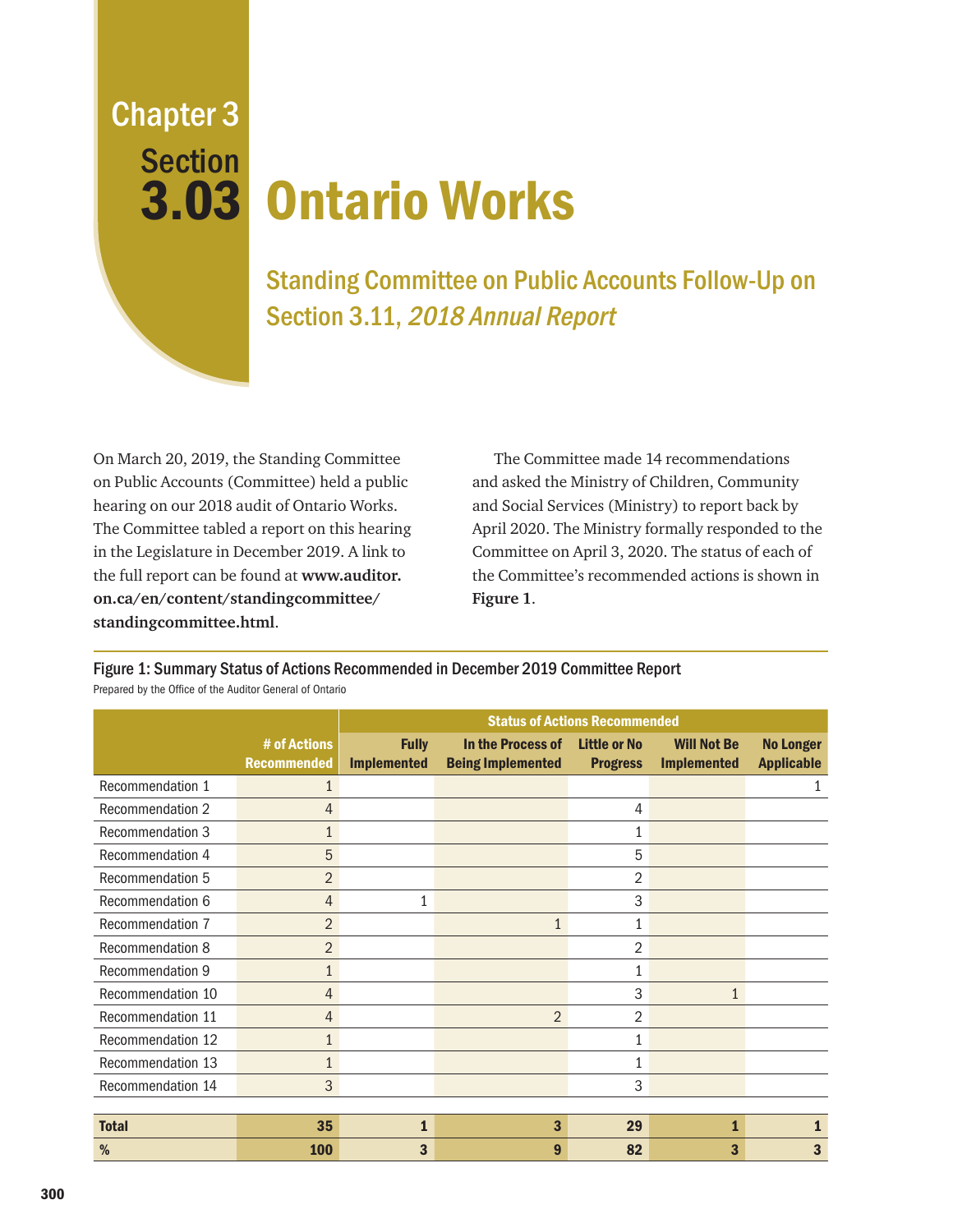Chapter 3
Section

# 3.03 Ontario Works

## Standing Committee on Public Accounts Follow-Up on Section 3.11, *2018 Annual Report*

On March 20, 2019, the Standing Committee on Public Accounts (Committee) held a public hearing on our 2018 audit of Ontario Works. The Committee tabled a report on this hearing in the Legislature in December 2019. A link to the full report can be found at **www.auditor.on.ca/en/content/standingcommittee/standingcommittee.html**.

The Committee made 14 recommendations and asked the Ministry of Children, Community and Social Services (Ministry) to report back by April 2020. The Ministry formally responded to the Committee on April 3, 2020. The status of each of the Committee's recommended actions is shown in **Figure 1**.

Figure 1: Summary Status of Actions Recommended in December 2019 Committee Report
Prepared by the Office of the Auditor General of Ontario

| | | Status of Actions Recommended | | | | |
|---|---|---|---|---|---|---|
| | # of Actions Recommended | Fully Implemented | In the Process of Being Implemented | Little or No Progress | Will Not Be Implemented | No Longer Applicable |
| Recommendation 1 | 1 | | | | | 1 |
| Recommendation 2 | 4 | | | 4 | | |
| Recommendation 3 | 1 | | | 1 | | |
| Recommendation 4 | 5 | | | 5 | | |
| Recommendation 5 | 2 | | | 2 | | |
| Recommendation 6 | 4 | 1 | | 3 | | |
| Recommendation 7 | 2 | | 1 | 1 | | |
| Recommendation 8 | 2 | | | 2 | | |
| Recommendation 9 | 1 | | | 1 | | |
| Recommendation 10 | 4 | | | 3 | 1 | |
| Recommendation 11 | 4 | | 2 | 2 | | |
| Recommendation 12 | 1 | | | 1 | | |
| Recommendation 13 | 1 | | | 1 | | |
| Recommendation 14 | 3 | | | 3 | | |
| **Total** | **35** | **1** | **3** | **29** | **1** | **1** |
| **%** | **100** | **3** | **9** | **82** | **3** | **3** |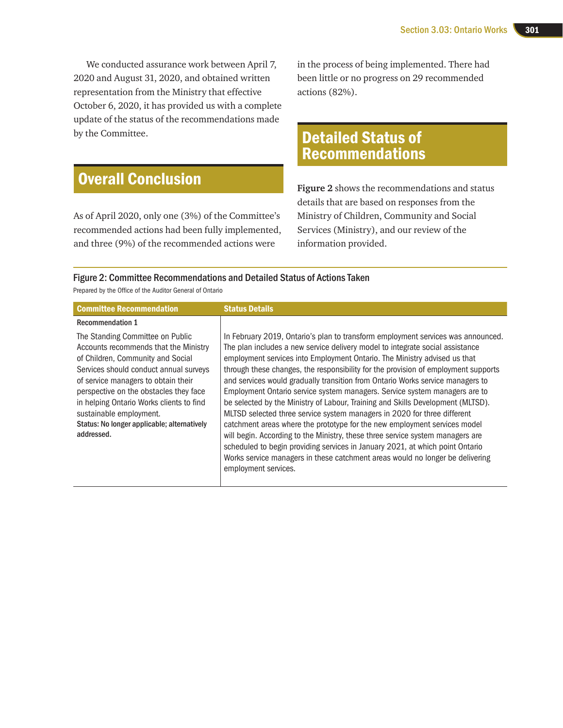We conducted assurance work between April 7, 2020 and August 31, 2020, and obtained written representation from the Ministry that effective October 6, 2020, it has provided us with a complete update of the status of the recommendations made by the Committee.

## Overall Conclusion

As of April 2020, only one (3%) of the Committee's recommended actions had been fully implemented, and three (9%) of the recommended actions were in the process of being implemented. There had been little or no progress on 29 recommended actions (82%).

## Detailed Status of Recommendations

**Figure 2** shows the recommendations and status details that are based on responses from the Ministry of Children, Community and Social Services (Ministry), and our review of the information provided.

**Figure 2: Committee Recommendations and Detailed Status of Actions Taken**

Prepared by the Office of the Auditor General of Ontario

| Committee Recommendation | Status Details |
|---|---|
| **Recommendation 1**<br><br>The Standing Committee on Public Accounts recommends that the Ministry of Children, Community and Social Services should conduct annual surveys of service managers to obtain their perspective on the obstacles they face in helping Ontario Works clients to find sustainable employment.<br>**Status: No longer applicable; alternatively addressed.** | In February 2019, Ontario's plan to transform employment services was announced. The plan includes a new service delivery model to integrate social assistance employment services into Employment Ontario. The Ministry advised us that through these changes, the responsibility for the provision of employment supports and services would gradually transition from Ontario Works service managers to Employment Ontario service system managers. Service system managers are to be selected by the Ministry of Labour, Training and Skills Development (MLTSD). MLTSD selected three service system managers in 2020 for three different catchment areas where the prototype for the new employment services model will begin. According to the Ministry, these three service system managers are scheduled to begin providing services in January 2021, at which point Ontario Works service managers in these catchment areas would no longer be delivering employment services. |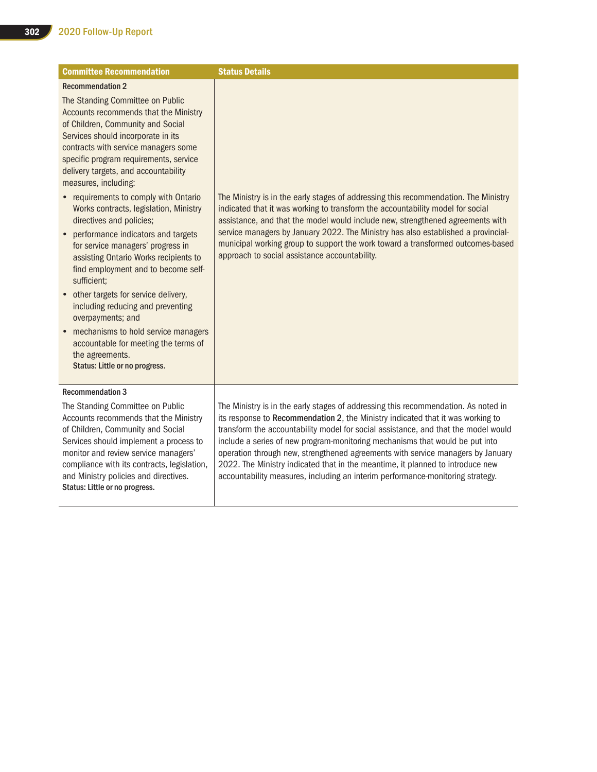| Committee Recommendation | Status Details |
|---|---|
| **Recommendation 2**<br>The Standing Committee on Public Accounts recommends that the Ministry of Children, Community and Social Services should incorporate in its contracts with service managers some specific program requirements, service delivery targets, and accountability measures, including:<br>• requirements to comply with Ontario Works contracts, legislation, Ministry directives and policies;<br>• performance indicators and targets for service managers' progress in assisting Ontario Works recipients to find employment and to become self-sufficient;<br>• other targets for service delivery, including reducing and preventing overpayments; and<br>• mechanisms to hold service managers accountable for meeting the terms of the agreements.<br>**Status: Little or no progress.** | The Ministry is in the early stages of addressing this recommendation. The Ministry indicated that it was working to transform the accountability model for social assistance, and that the model would include new, strengthened agreements with service managers by January 2022. The Ministry has also established a provincial-municipal working group to support the work toward a transformed outcomes-based approach to social assistance accountability. |
| **Recommendation 3**<br>The Standing Committee on Public Accounts recommends that the Ministry of Children, Community and Social Services should implement a process to monitor and review service managers' compliance with its contracts, legislation, and Ministry policies and directives.<br>**Status: Little or no progress.** | The Ministry is in the early stages of addressing this recommendation. As noted in its response to **Recommendation 2**, the Ministry indicated that it was working to transform the accountability model for social assistance, and that the model would include a series of new program-monitoring mechanisms that would be put into operation through new, strengthened agreements with service managers by January 2022. The Ministry indicated that in the meantime, it planned to introduce new accountability measures, including an interim performance-monitoring strategy. |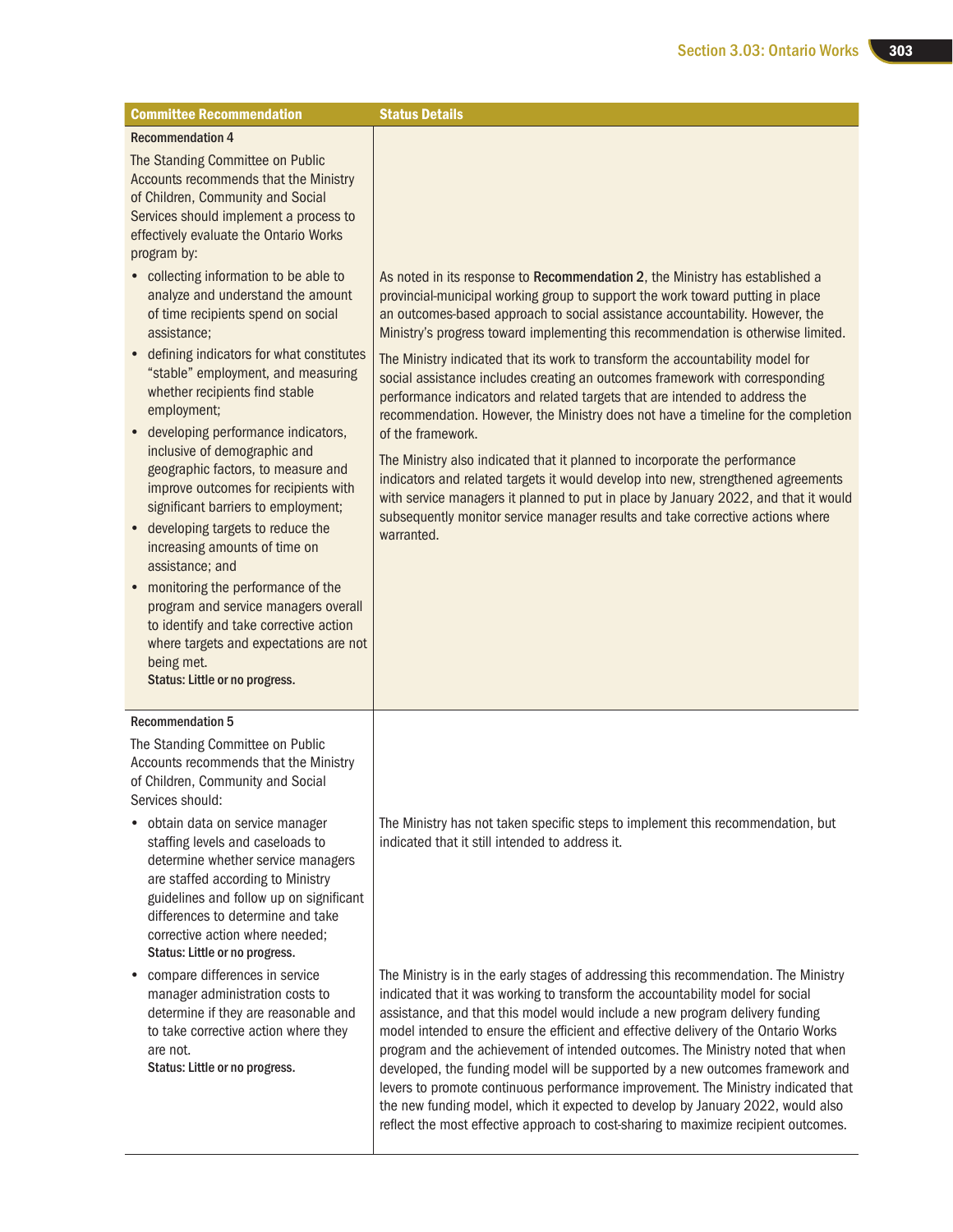| Committee Recommendation | Status Details |
| --- | --- |
| **Recommendation 4**<br><br>The Standing Committee on Public Accounts recommends that the Ministry of Children, Community and Social Services should implement a process to effectively evaluate the Ontario Works program by: | |
| • collecting information to be able to analyze and understand the amount of time recipients spend on social assistance;<br>• defining indicators for what constitutes "stable" employment, and measuring whether recipients find stable employment;<br>• developing performance indicators, inclusive of demographic and geographic factors, to measure and improve outcomes for recipients with significant barriers to employment;<br>• developing targets to reduce the increasing amounts of time on assistance; and<br>• monitoring the performance of the program and service managers overall to identify and take corrective action where targets and expectations are not being met.<br>**Status: Little or no progress.** | As noted in its response to **Recommendation 2**, the Ministry has established a provincial-municipal working group to support the work toward putting in place an outcomes-based approach to social assistance accountability. However, the Ministry's progress toward implementing this recommendation is otherwise limited.<br><br>The Ministry indicated that its work to transform the accountability model for social assistance includes creating an outcomes framework with corresponding performance indicators and related targets that are intended to address the recommendation. However, the Ministry does not have a timeline for the completion of the framework.<br><br>The Ministry also indicated that it planned to incorporate the performance indicators and related targets it would develop into new, strengthened agreements with service managers it planned to put in place by January 2022, and that it would subsequently monitor service manager results and take corrective actions where warranted. |
| **Recommendation 5**<br><br>The Standing Committee on Public Accounts recommends that the Ministry of Children, Community and Social Services should: | |
| • obtain data on service manager staffing levels and caseloads to determine whether service managers are staffed according to Ministry guidelines and follow up on significant differences to determine and take corrective action where needed;<br>**Status: Little or no progress.** | The Ministry has not taken specific steps to implement this recommendation, but indicated that it still intended to address it. |
| • compare differences in service manager administration costs to determine if they are reasonable and to take corrective action where they are not.<br>**Status: Little or no progress.** | The Ministry is in the early stages of addressing this recommendation. The Ministry indicated that it was working to transform the accountability model for social assistance, and that this model would include a new program delivery funding model intended to ensure the efficient and effective delivery of the Ontario Works program and the achievement of intended outcomes. The Ministry noted that when developed, the funding model will be supported by a new outcomes framework and levers to promote continuous performance improvement. The Ministry indicated that the new funding model, which it expected to develop by January 2022, would also reflect the most effective approach to cost-sharing to maximize recipient outcomes. |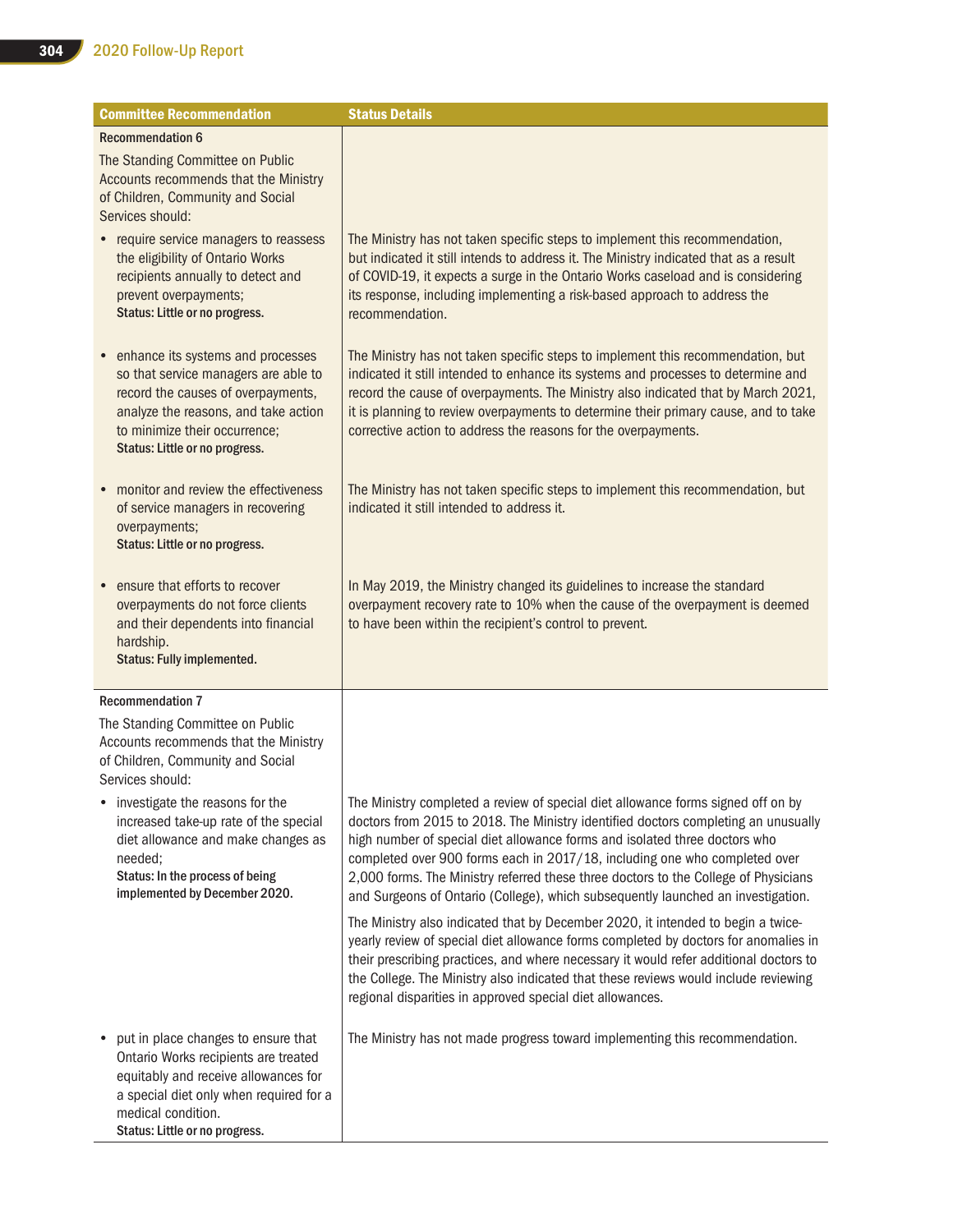| Committee Recommendation | Status Details |
|---|---|
| **Recommendation 6**<br>The Standing Committee on Public Accounts recommends that the Ministry of Children, Community and Social Services should: | |
| • require service managers to reassess the eligibility of Ontario Works recipients annually to detect and prevent overpayments;<br>**Status: Little or no progress.** | The Ministry has not taken specific steps to implement this recommendation, but indicated it still intends to address it. The Ministry indicated that as a result of COVID-19, it expects a surge in the Ontario Works caseload and is considering its response, including implementing a risk-based approach to address the recommendation. |
| • enhance its systems and processes so that service managers are able to record the causes of overpayments, analyze the reasons, and take action to minimize their occurrence;<br>**Status: Little or no progress.** | The Ministry has not taken specific steps to implement this recommendation, but indicated it still intended to enhance its systems and processes to determine and record the cause of overpayments. The Ministry also indicated that by March 2021, it is planning to review overpayments to determine their primary cause, and to take corrective action to address the reasons for the overpayments. |
| • monitor and review the effectiveness of service managers in recovering overpayments;<br>**Status: Little or no progress.** | The Ministry has not taken specific steps to implement this recommendation, but indicated it still intended to address it. |
| • ensure that efforts to recover overpayments do not force clients and their dependents into financial hardship.<br>**Status: Fully implemented.** | In May 2019, the Ministry changed its guidelines to increase the standard overpayment recovery rate to 10% when the cause of the overpayment is deemed to have been within the recipient's control to prevent. |
| **Recommendation 7**<br>The Standing Committee on Public Accounts recommends that the Ministry of Children, Community and Social Services should: | |
| • investigate the reasons for the increased take-up rate of the special diet allowance and make changes as needed;<br>**Status: In the process of being implemented by December 2020.** | The Ministry completed a review of special diet allowance forms signed off on by doctors from 2015 to 2018. The Ministry identified doctors completing an unusually high number of special diet allowance forms and isolated three doctors who completed over 900 forms each in 2017/18, including one who completed over 2,000 forms. The Ministry referred these three doctors to the College of Physicians and Surgeons of Ontario (College), which subsequently launched an investigation.<br><br>The Ministry also indicated that by December 2020, it intended to begin a twice-yearly review of special diet allowance forms completed by doctors for anomalies in their prescribing practices, and where necessary it would refer additional doctors to the College. The Ministry also indicated that these reviews would include reviewing regional disparities in approved special diet allowances. |
| • put in place changes to ensure that Ontario Works recipients are treated equitably and receive allowances for a special diet only when required for a medical condition.<br>**Status: Little or no progress.** | The Ministry has not made progress toward implementing this recommendation. |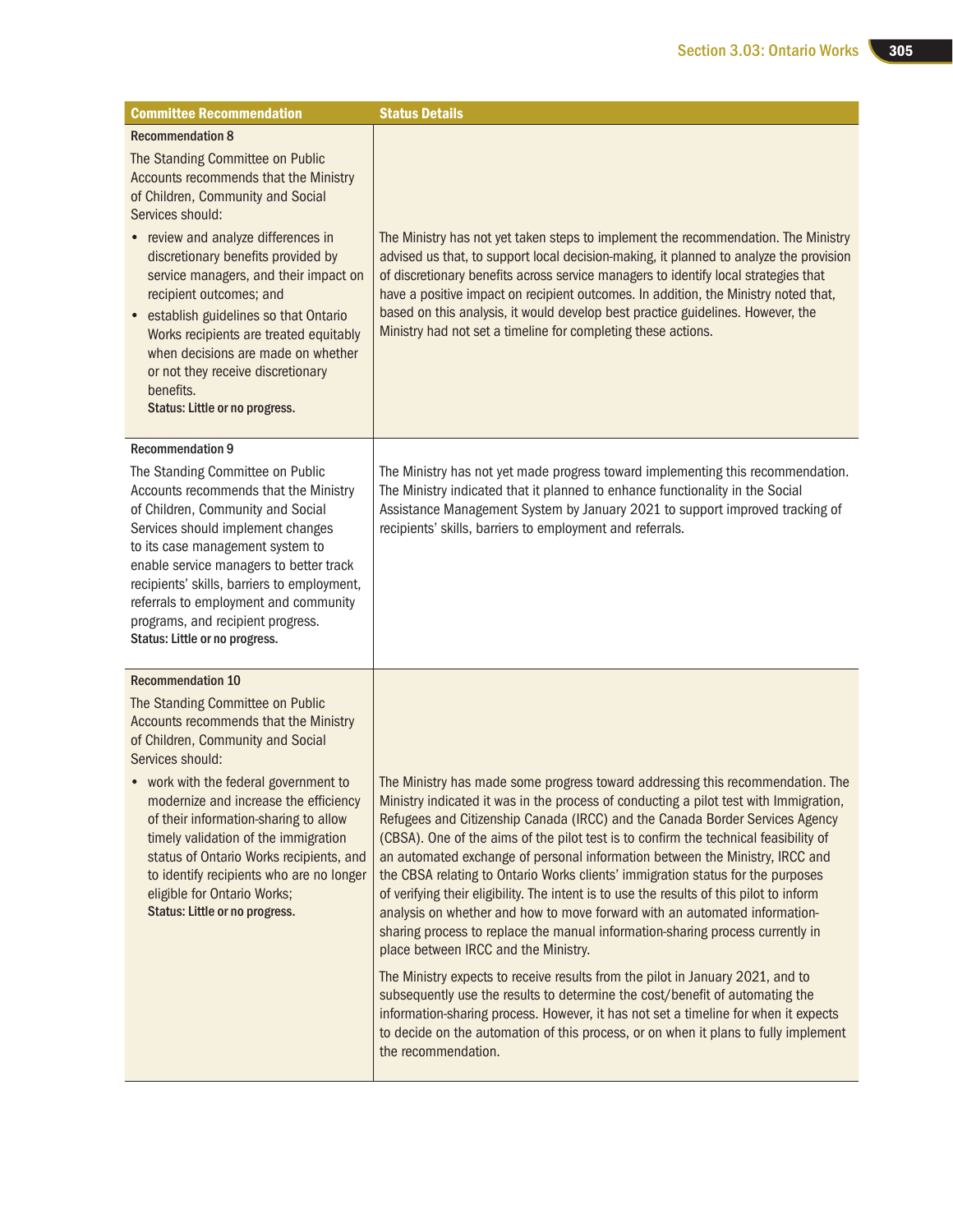| Committee Recommendation | Status Details |
|---|---|
| **Recommendation 8**<br>The Standing Committee on Public Accounts recommends that the Ministry of Children, Community and Social Services should:<br>• review and analyze differences in discretionary benefits provided by service managers, and their impact on recipient outcomes; and<br>• establish guidelines so that Ontario Works recipients are treated equitably when decisions are made on whether or not they receive discretionary benefits.<br>**Status: Little or no progress.** | The Ministry has not yet taken steps to implement the recommendation. The Ministry advised us that, to support local decision-making, it planned to analyze the provision of discretionary benefits across service managers to identify local strategies that have a positive impact on recipient outcomes. In addition, the Ministry noted that, based on this analysis, it would develop best practice guidelines. However, the Ministry had not set a timeline for completing these actions. |
| **Recommendation 9**<br>The Standing Committee on Public Accounts recommends that the Ministry of Children, Community and Social Services should implement changes to its case management system to enable service managers to better track recipients' skills, barriers to employment, referrals to employment and community programs, and recipient progress.<br>**Status: Little or no progress.** | The Ministry has not yet made progress toward implementing this recommendation. The Ministry indicated that it planned to enhance functionality in the Social Assistance Management System by January 2021 to support improved tracking of recipients' skills, barriers to employment and referrals. |
| **Recommendation 10**<br>The Standing Committee on Public Accounts recommends that the Ministry of Children, Community and Social Services should:<br>• work with the federal government to modernize and increase the efficiency of their information-sharing to allow timely validation of the immigration status of Ontario Works recipients, and to identify recipients who are no longer eligible for Ontario Works;<br>**Status: Little or no progress.** | The Ministry has made some progress toward addressing this recommendation. The Ministry indicated it was in the process of conducting a pilot test with Immigration, Refugees and Citizenship Canada (IRCC) and the Canada Border Services Agency (CBSA). One of the aims of the pilot test is to confirm the technical feasibility of an automated exchange of personal information between the Ministry, IRCC and the CBSA relating to Ontario Works clients' immigration status for the purposes of verifying their eligibility. The intent is to use the results of this pilot to inform analysis on whether and how to move forward with an automated information-sharing process to replace the manual information-sharing process currently in place between IRCC and the Ministry.<br><br>The Ministry expects to receive results from the pilot in January 2021, and to subsequently use the results to determine the cost/benefit of automating the information-sharing process. However, it has not set a timeline for when it expects to decide on the automation of this process, or on when it plans to fully implement the recommendation. |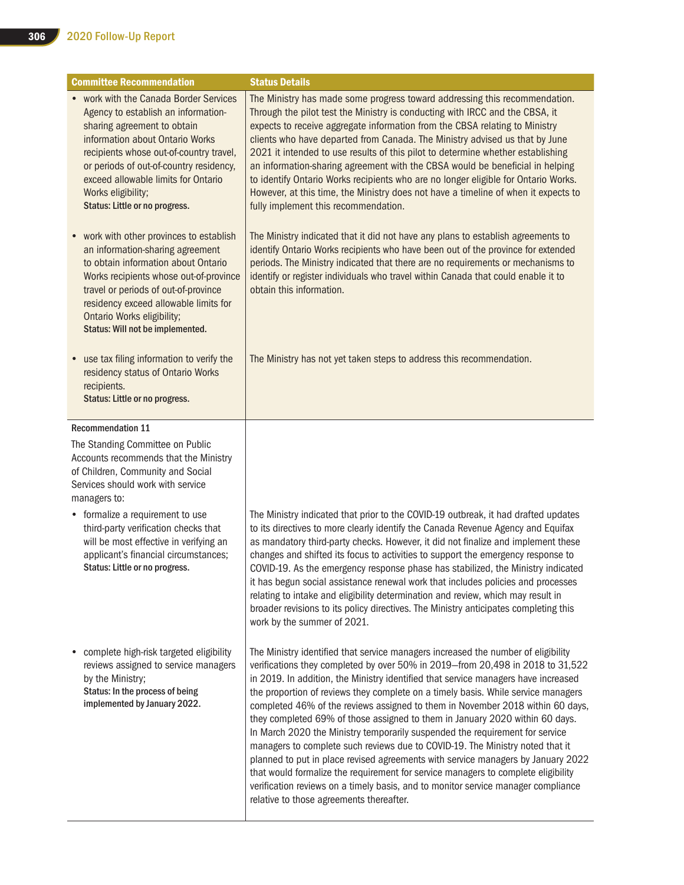| Committee Recommendation | Status Details |
|---|---|
| • work with the Canada Border Services Agency to establish an information-sharing agreement to obtain information about Ontario Works recipients whose out-of-country travel, or periods of out-of-country residency, exceed allowable limits for Ontario Works eligibility;<br>**Status: Little or no progress.** | The Ministry has made some progress toward addressing this recommendation. Through the pilot test the Ministry is conducting with IRCC and the CBSA, it expects to receive aggregate information from the CBSA relating to Ministry clients who have departed from Canada. The Ministry advised us that by June 2021 it intended to use results of this pilot to determine whether establishing an information-sharing agreement with the CBSA would be beneficial in helping to identify Ontario Works recipients who are no longer eligible for Ontario Works. However, at this time, the Ministry does not have a timeline of when it expects to fully implement this recommendation. |
| • work with other provinces to establish an information-sharing agreement to obtain information about Ontario Works recipients whose out-of-province travel or periods of out-of-province residency exceed allowable limits for Ontario Works eligibility;<br>**Status: Will not be implemented.** | The Ministry indicated that it did not have any plans to establish agreements to identify Ontario Works recipients who have been out of the province for extended periods. The Ministry indicated that there are no requirements or mechanisms to identify or register individuals who travel within Canada that could enable it to obtain this information. |
| • use tax filing information to verify the residency status of Ontario Works recipients.<br>**Status: Little or no progress.** | The Ministry has not yet taken steps to address this recommendation. |
| **Recommendation 11**<br>The Standing Committee on Public Accounts recommends that the Ministry of Children, Community and Social Services should work with service managers to: | |
| • formalize a requirement to use third-party verification checks that will be most effective in verifying an applicant's financial circumstances;<br>**Status: Little or no progress.** | The Ministry indicated that prior to the COVID-19 outbreak, it had drafted updates to its directives to more clearly identify the Canada Revenue Agency and Equifax as mandatory third-party checks. However, it did not finalize and implement these changes and shifted its focus to activities to support the emergency response to COVID-19. As the emergency response phase has stabilized, the Ministry indicated it has begun social assistance renewal work that includes policies and processes relating to intake and eligibility determination and review, which may result in broader revisions to its policy directives. The Ministry anticipates completing this work by the summer of 2021. |
| • complete high-risk targeted eligibility reviews assigned to service managers by the Ministry;<br>**Status: In the process of being implemented by January 2022.** | The Ministry identified that service managers increased the number of eligibility verifications they completed by over 50% in 2019—from 20,498 in 2018 to 31,522 in 2019. In addition, the Ministry identified that service managers have increased the proportion of reviews they complete on a timely basis. While service managers completed 46% of the reviews assigned to them in November 2018 within 60 days, they completed 69% of those assigned to them in January 2020 within 60 days. In March 2020 the Ministry temporarily suspended the requirement for service managers to complete such reviews due to COVID-19. The Ministry noted that it planned to put in place revised agreements with service managers by January 2022 that would formalize the requirement for service managers to complete eligibility verification reviews on a timely basis, and to monitor service manager compliance relative to those agreements thereafter. |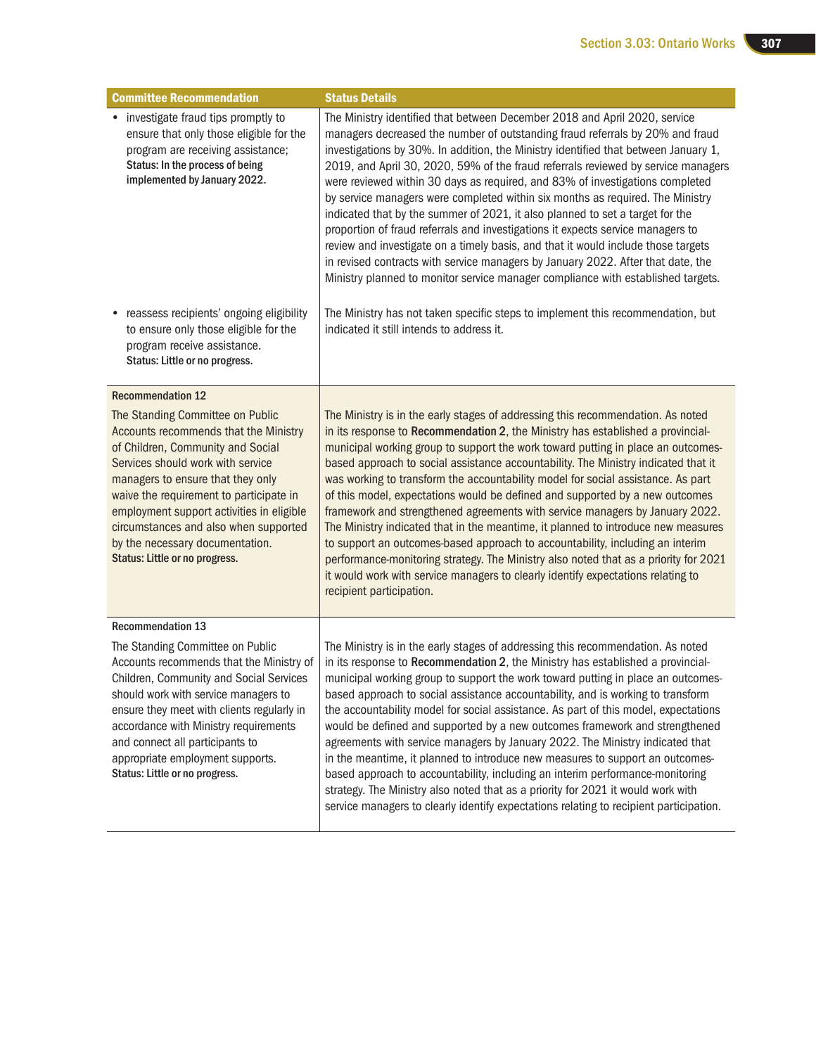| Committee Recommendation | Status Details |
|---|---|
| • investigate fraud tips promptly to ensure that only those eligible for the program are receiving assistance; **Status: In the process of being implemented by January 2022.** | The Ministry identified that between December 2018 and April 2020, service managers decreased the number of outstanding fraud referrals by 20% and fraud investigations by 30%. In addition, the Ministry identified that between January 1, 2019, and April 30, 2020, 59% of the fraud referrals reviewed by service managers were reviewed within 30 days as required, and 83% of investigations completed by service managers were completed within six months as required. The Ministry indicated that by the summer of 2021, it also planned to set a target for the proportion of fraud referrals and investigations it expects service managers to review and investigate on a timely basis, and that it would include those targets in revised contracts with service managers by January 2022. After that date, the Ministry planned to monitor service manager compliance with established targets. |
| • reassess recipients' ongoing eligibility to ensure only those eligible for the program receive assistance. **Status: Little or no progress.** | The Ministry has not taken specific steps to implement this recommendation, but indicated it still intends to address it. |
| **Recommendation 12** The Standing Committee on Public Accounts recommends that the Ministry of Children, Community and Social Services should work with service managers to ensure that they only waive the requirement to participate in employment support activities in eligible circumstances and also when supported by the necessary documentation. **Status: Little or no progress.** | The Ministry is in the early stages of addressing this recommendation. As noted in its response to **Recommendation 2**, the Ministry has established a provincial-municipal working group to support the work toward putting in place an outcomes-based approach to social assistance accountability. The Ministry indicated that it was working to transform the accountability model for social assistance. As part of this model, expectations would be defined and supported by a new outcomes framework and strengthened agreements with service managers by January 2022. The Ministry indicated that in the meantime, it planned to introduce new measures to support an outcomes-based approach to accountability, including an interim performance-monitoring strategy. The Ministry also noted that as a priority for 2021 it would work with service managers to clearly identify expectations relating to recipient participation. |
| **Recommendation 13** The Standing Committee on Public Accounts recommends that the Ministry of Children, Community and Social Services should work with service managers to ensure they meet with clients regularly in accordance with Ministry requirements and connect all participants to appropriate employment supports. **Status: Little or no progress.** | The Ministry is in the early stages of addressing this recommendation. As noted in its response to **Recommendation 2**, the Ministry has established a provincial-municipal working group to support the work toward putting in place an outcomes-based approach to social assistance accountability, and is working to transform the accountability model for social assistance. As part of this model, expectations would be defined and supported by a new outcomes framework and strengthened agreements with service managers by January 2022. The Ministry indicated that in the meantime, it planned to introduce new measures to support an outcomes-based approach to accountability, including an interim performance-monitoring strategy. The Ministry also noted that as a priority for 2021 it would work with service managers to clearly identify expectations relating to recipient participation. |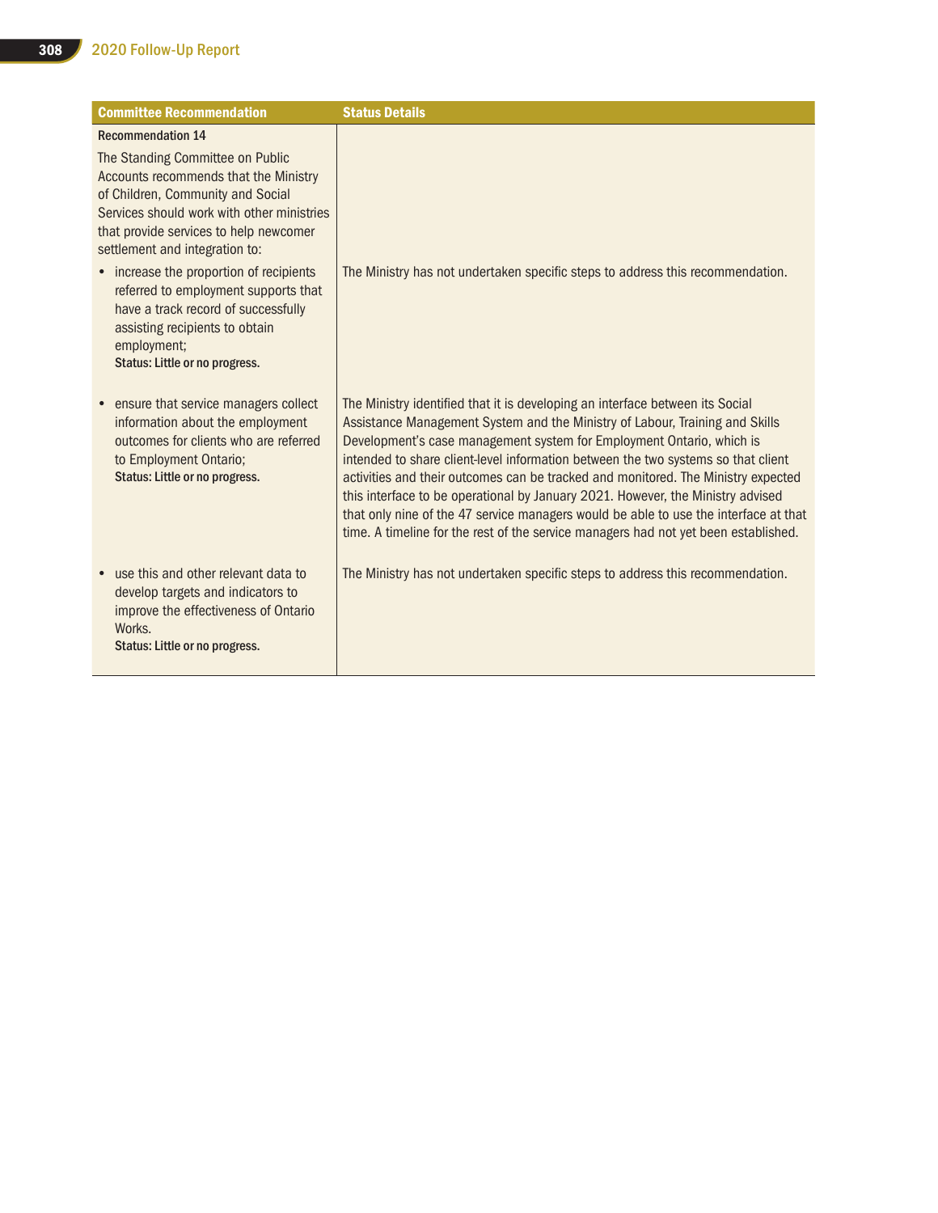| Committee Recommendation | Status Details |
|---|---|
| **Recommendation 14**<br><br>The Standing Committee on Public Accounts recommends that the Ministry of Children, Community and Social Services should work with other ministries that provide services to help newcomer settlement and integration to: | |
| • increase the proportion of recipients referred to employment supports that have a track record of successfully assisting recipients to obtain employment;<br>**Status: Little or no progress.** | The Ministry has not undertaken specific steps to address this recommendation. |
| • ensure that service managers collect information about the employment outcomes for clients who are referred to Employment Ontario;<br>**Status: Little or no progress.** | The Ministry identified that it is developing an interface between its Social Assistance Management System and the Ministry of Labour, Training and Skills Development's case management system for Employment Ontario, which is intended to share client-level information between the two systems so that client activities and their outcomes can be tracked and monitored. The Ministry expected this interface to be operational by January 2021. However, the Ministry advised that only nine of the 47 service managers would be able to use the interface at that time. A timeline for the rest of the service managers had not yet been established. |
| • use this and other relevant data to develop targets and indicators to improve the effectiveness of Ontario Works.<br>**Status: Little or no progress.** | The Ministry has not undertaken specific steps to address this recommendation. |